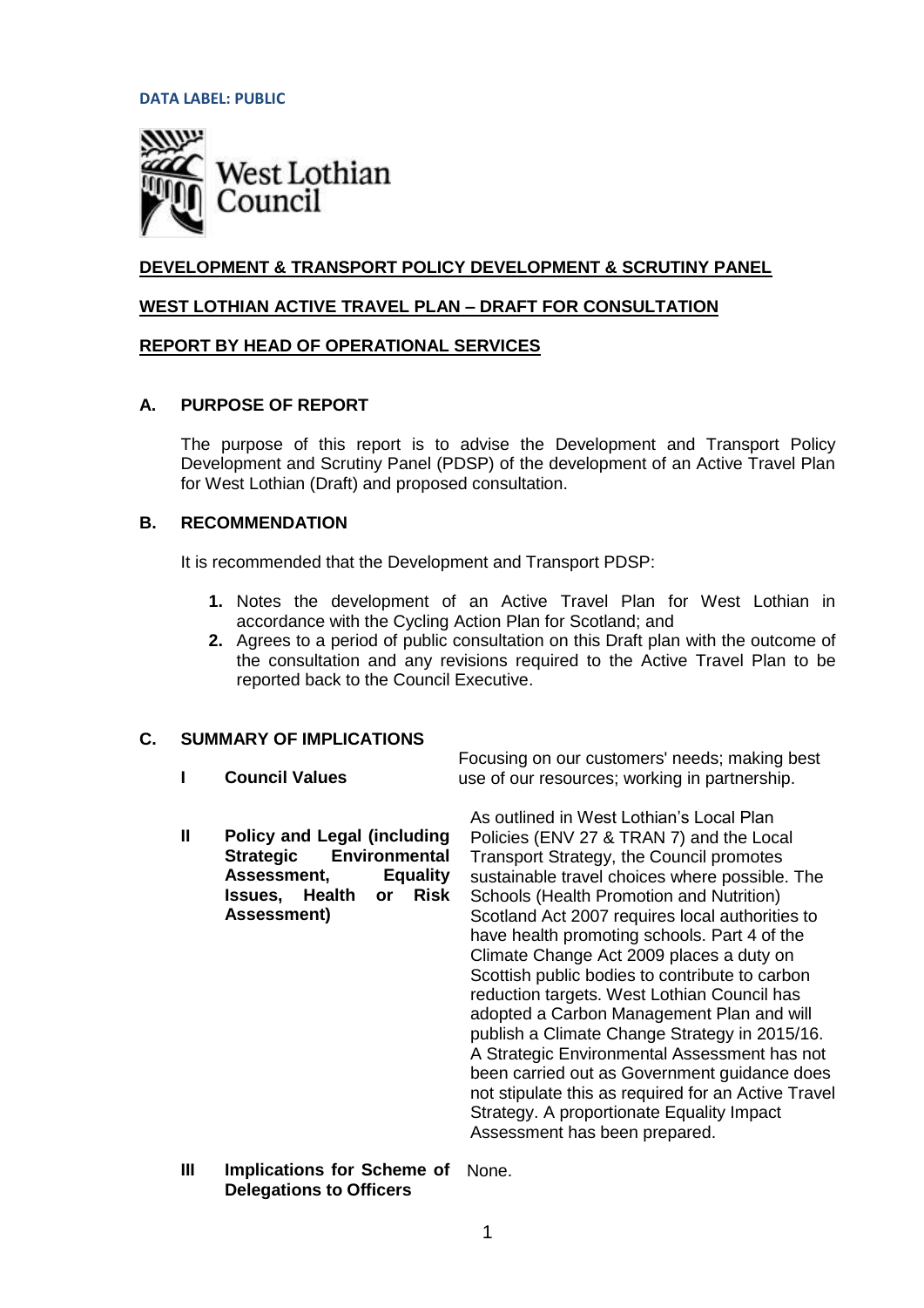**DATA LABEL: PUBLIC**

West Lothian Council

**DEVELOPMENT & TRANSPORT POLICY DEVELOPMENT & SCRUTINY PANEL**

**WEST LOTHIAN ACTIVE TRAVEL PLAN – DRAFT FOR CONSULTATION**

**REPORT BY HEAD OF OPERATIONAL SERVICES**

## A. PURPOSE OF REPORT

The purpose of this report is to advise the Development and Transport Policy Development and Scrutiny Panel (PDSP) of the development of an Active Travel Plan for West Lothian (Draft) and proposed consultation.

## B. RECOMMENDATION

It is recommended that the Development and Transport PDSP:

1. Notes the development of an Active Travel Plan for West Lothian in accordance with the Cycling Action Plan for Scotland; and
2. Agrees to a period of public consultation on this Draft plan with the outcome of the consultation and any revisions required to the Active Travel Plan to be reported back to the Council Executive.

## C. SUMMARY OF IMPLICATIONS

| | | |
|---|---|---|
| **I** | **Council Values** | Focusing on our customers' needs; making best use of our resources; working in partnership. |
| **II** | **Policy and Legal (including Strategic Environmental Assessment, Equality Issues, Health or Risk Assessment)** | As outlined in West Lothian's Local Plan Policies (ENV 27 & TRAN 7) and the Local Transport Strategy, the Council promotes sustainable travel choices where possible. The Schools (Health Promotion and Nutrition) Scotland Act 2007 requires local authorities to have health promoting schools. Part 4 of the Climate Change Act 2009 places a duty on Scottish public bodies to contribute to carbon reduction targets. West Lothian Council has adopted a Carbon Management Plan and will publish a Climate Change Strategy in 2015/16. A Strategic Environmental Assessment has not been carried out as Government guidance does not stipulate this as required for an Active Travel Strategy. A proportionate Equality Impact Assessment has been prepared. |
| **III** | **Implications for Scheme of Delegations to Officers** | None. |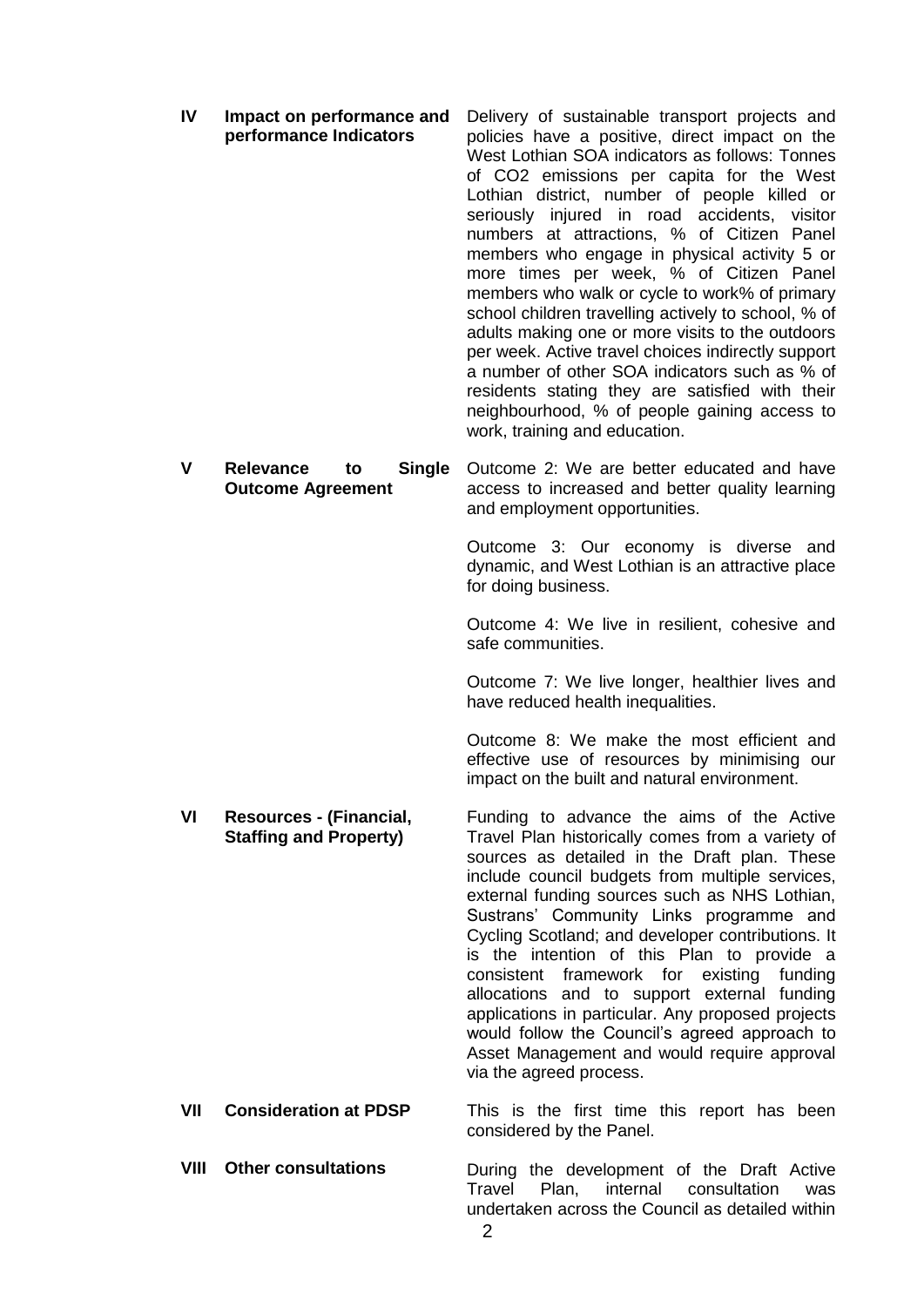| | | |
|---|---|---|
| **IV** | **Impact on performance and performance Indicators** | Delivery of sustainable transport projects and policies have a positive, direct impact on the West Lothian SOA indicators as follows: Tonnes of CO2 emissions per capita for the West Lothian district, number of people killed or seriously injured in road accidents, visitor numbers at attractions, % of Citizen Panel members who engage in physical activity 5 or more times per week, % of Citizen Panel members who walk or cycle to work% of primary school children travelling actively to school, % of adults making one or more visits to the outdoors per week. Active travel choices indirectly support a number of other SOA indicators such as % of residents stating they are satisfied with their neighbourhood, % of people gaining access to work, training and education. |
| **V** | **Relevance to Single Outcome Agreement** | Outcome 2: We are better educated and have access to increased and better quality learning and employment opportunities.<br><br>Outcome 3: Our economy is diverse and dynamic, and West Lothian is an attractive place for doing business.<br><br>Outcome 4: We live in resilient, cohesive and safe communities.<br><br>Outcome 7: We live longer, healthier lives and have reduced health inequalities.<br><br>Outcome 8: We make the most efficient and effective use of resources by minimising our impact on the built and natural environment. |
| **VI** | **Resources - (Financial, Staffing and Property)** | Funding to advance the aims of the Active Travel Plan historically comes from a variety of sources as detailed in the Draft plan. These include council budgets from multiple services, external funding sources such as NHS Lothian, Sustrans' Community Links programme and Cycling Scotland; and developer contributions. It is the intention of this Plan to provide a consistent framework for existing funding allocations and to support external funding applications in particular. Any proposed projects would follow the Council's agreed approach to Asset Management and would require approval via the agreed process. |
| **VII** | **Consideration at PDSP** | This is the first time this report has been considered by the Panel. |
| **VIII** | **Other consultations** | During the development of the Draft Active Travel Plan, internal consultation was undertaken across the Council as detailed within |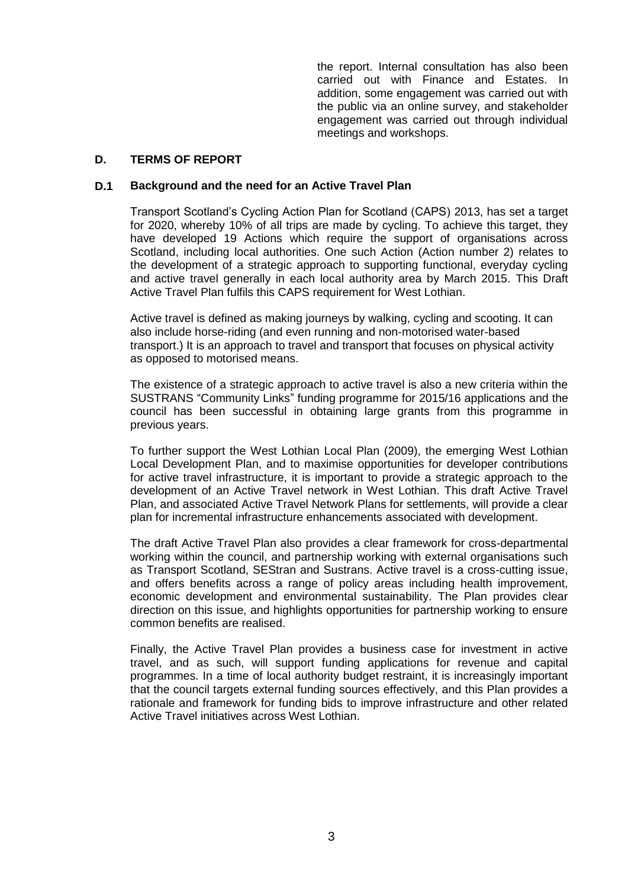the report. Internal consultation has also been carried out with Finance and Estates. In addition, some engagement was carried out with the public via an online survey, and stakeholder engagement was carried out through individual meetings and workshops.

## D. TERMS OF REPORT

### D.1 Background and the need for an Active Travel Plan

Transport Scotland's Cycling Action Plan for Scotland (CAPS) 2013, has set a target for 2020, whereby 10% of all trips are made by cycling. To achieve this target, they have developed 19 Actions which require the support of organisations across Scotland, including local authorities. One such Action (Action number 2) relates to the development of a strategic approach to supporting functional, everyday cycling and active travel generally in each local authority area by March 2015. This Draft Active Travel Plan fulfils this CAPS requirement for West Lothian.

Active travel is defined as making journeys by walking, cycling and scooting. It can also include horse-riding (and even running and non-motorised water-based transport.) It is an approach to travel and transport that focuses on physical activity as opposed to motorised means.

The existence of a strategic approach to active travel is also a new criteria within the SUSTRANS "Community Links" funding programme for 2015/16 applications and the council has been successful in obtaining large grants from this programme in previous years.

To further support the West Lothian Local Plan (2009), the emerging West Lothian Local Development Plan, and to maximise opportunities for developer contributions for active travel infrastructure, it is important to provide a strategic approach to the development of an Active Travel network in West Lothian. This draft Active Travel Plan, and associated Active Travel Network Plans for settlements, will provide a clear plan for incremental infrastructure enhancements associated with development.

The draft Active Travel Plan also provides a clear framework for cross-departmental working within the council, and partnership working with external organisations such as Transport Scotland, SEStran and Sustrans. Active travel is a cross-cutting issue, and offers benefits across a range of policy areas including health improvement, economic development and environmental sustainability. The Plan provides clear direction on this issue, and highlights opportunities for partnership working to ensure common benefits are realised.

Finally, the Active Travel Plan provides a business case for investment in active travel, and as such, will support funding applications for revenue and capital programmes. In a time of local authority budget restraint, it is increasingly important that the council targets external funding sources effectively, and this Plan provides a rationale and framework for funding bids to improve infrastructure and other related Active Travel initiatives across West Lothian.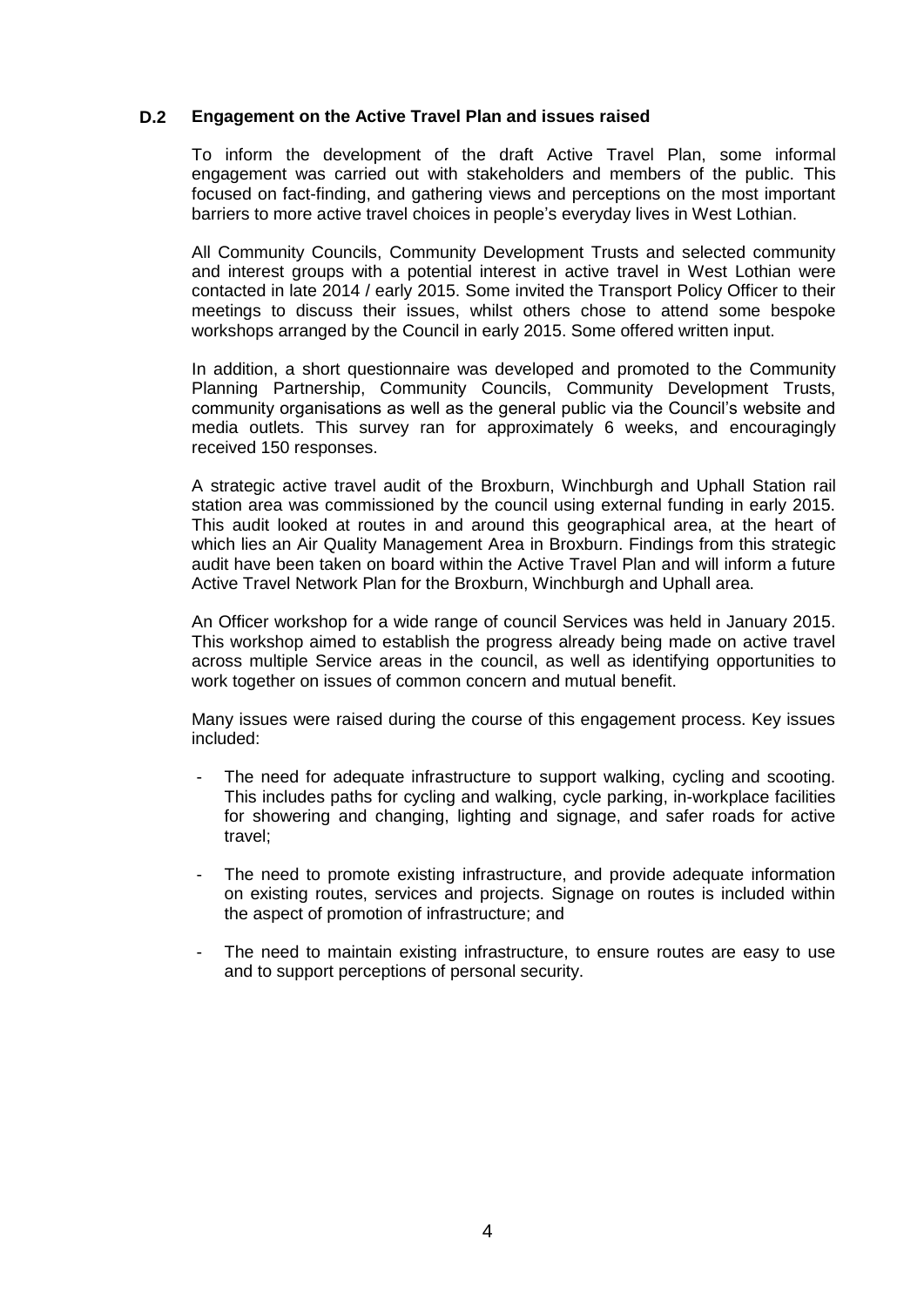## D.2 Engagement on the Active Travel Plan and issues raised

To inform the development of the draft Active Travel Plan, some informal engagement was carried out with stakeholders and members of the public. This focused on fact-finding, and gathering views and perceptions on the most important barriers to more active travel choices in people's everyday lives in West Lothian.

All Community Councils, Community Development Trusts and selected community and interest groups with a potential interest in active travel in West Lothian were contacted in late 2014 / early 2015. Some invited the Transport Policy Officer to their meetings to discuss their issues, whilst others chose to attend some bespoke workshops arranged by the Council in early 2015. Some offered written input.

In addition, a short questionnaire was developed and promoted to the Community Planning Partnership, Community Councils, Community Development Trusts, community organisations as well as the general public via the Council's website and media outlets. This survey ran for approximately 6 weeks, and encouragingly received 150 responses.

A strategic active travel audit of the Broxburn, Winchburgh and Uphall Station rail station area was commissioned by the council using external funding in early 2015. This audit looked at routes in and around this geographical area, at the heart of which lies an Air Quality Management Area in Broxburn. Findings from this strategic audit have been taken on board within the Active Travel Plan and will inform a future Active Travel Network Plan for the Broxburn, Winchburgh and Uphall area.

An Officer workshop for a wide range of council Services was held in January 2015. This workshop aimed to establish the progress already being made on active travel across multiple Service areas in the council, as well as identifying opportunities to work together on issues of common concern and mutual benefit.

Many issues were raised during the course of this engagement process. Key issues included:

- The need for adequate infrastructure to support walking, cycling and scooting. This includes paths for cycling and walking, cycle parking, in-workplace facilities for showering and changing, lighting and signage, and safer roads for active travel;
- The need to promote existing infrastructure, and provide adequate information on existing routes, services and projects. Signage on routes is included within the aspect of promotion of infrastructure; and
- The need to maintain existing infrastructure, to ensure routes are easy to use and to support perceptions of personal security.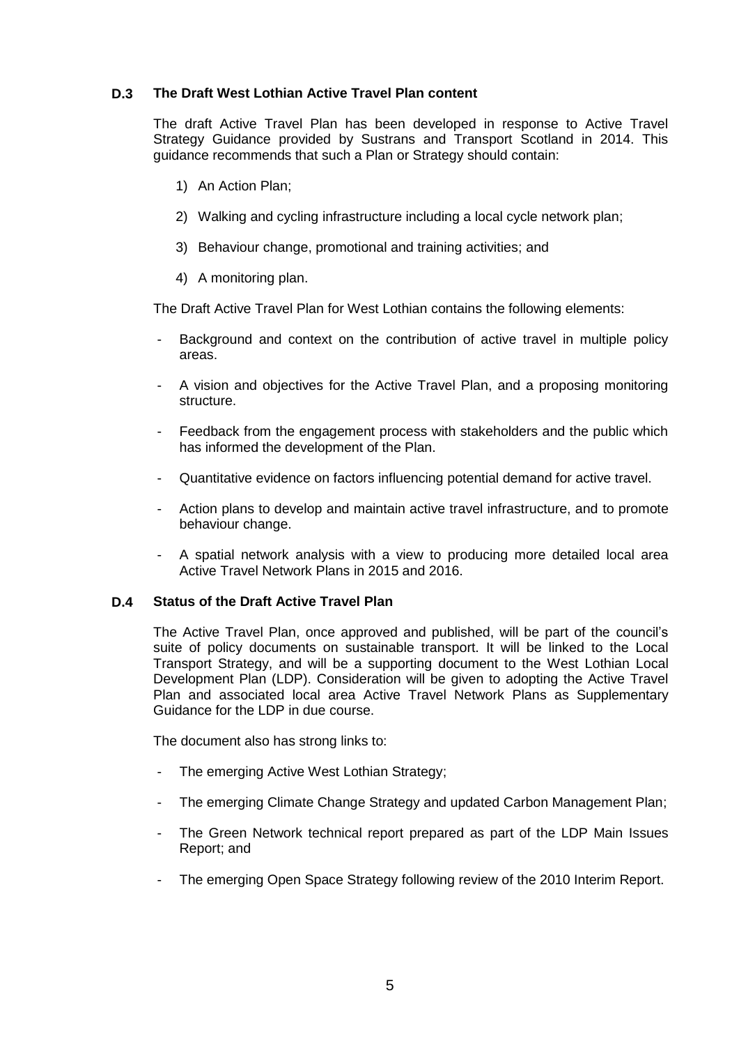## D.3 The Draft West Lothian Active Travel Plan content

The draft Active Travel Plan has been developed in response to Active Travel Strategy Guidance provided by Sustrans and Transport Scotland in 2014. This guidance recommends that such a Plan or Strategy should contain:

1) An Action Plan;

2) Walking and cycling infrastructure including a local cycle network plan;

3) Behaviour change, promotional and training activities; and

4) A monitoring plan.

The Draft Active Travel Plan for West Lothian contains the following elements:

- Background and context on the contribution of active travel in multiple policy areas.
- A vision and objectives for the Active Travel Plan, and a proposing monitoring structure.
- Feedback from the engagement process with stakeholders and the public which has informed the development of the Plan.
- Quantitative evidence on factors influencing potential demand for active travel.
- Action plans to develop and maintain active travel infrastructure, and to promote behaviour change.
- A spatial network analysis with a view to producing more detailed local area Active Travel Network Plans in 2015 and 2016.

## D.4 Status of the Draft Active Travel Plan

The Active Travel Plan, once approved and published, will be part of the council's suite of policy documents on sustainable transport. It will be linked to the Local Transport Strategy, and will be a supporting document to the West Lothian Local Development Plan (LDP). Consideration will be given to adopting the Active Travel Plan and associated local area Active Travel Network Plans as Supplementary Guidance for the LDP in due course.

The document also has strong links to:

- The emerging Active West Lothian Strategy;
- The emerging Climate Change Strategy and updated Carbon Management Plan;
- The Green Network technical report prepared as part of the LDP Main Issues Report; and
- The emerging Open Space Strategy following review of the 2010 Interim Report.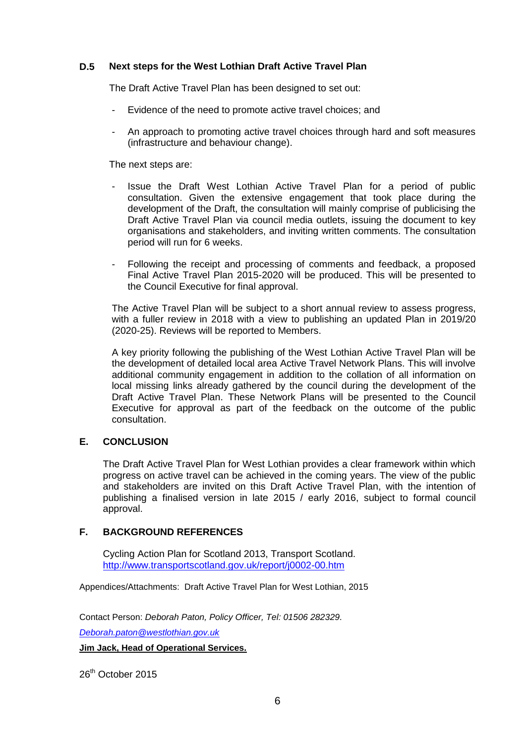### D.5 Next steps for the West Lothian Draft Active Travel Plan

The Draft Active Travel Plan has been designed to set out:

- Evidence of the need to promote active travel choices; and
- An approach to promoting active travel choices through hard and soft measures (infrastructure and behaviour change).

The next steps are:

- Issue the Draft West Lothian Active Travel Plan for a period of public consultation. Given the extensive engagement that took place during the development of the Draft, the consultation will mainly comprise of publicising the Draft Active Travel Plan via council media outlets, issuing the document to key organisations and stakeholders, and inviting written comments. The consultation period will run for 6 weeks.
- Following the receipt and processing of comments and feedback, a proposed Final Active Travel Plan 2015-2020 will be produced. This will be presented to the Council Executive for final approval.

The Active Travel Plan will be subject to a short annual review to assess progress, with a fuller review in 2018 with a view to publishing an updated Plan in 2019/20 (2020-25). Reviews will be reported to Members.

A key priority following the publishing of the West Lothian Active Travel Plan will be the development of detailed local area Active Travel Network Plans. This will involve additional community engagement in addition to the collation of all information on local missing links already gathered by the council during the development of the Draft Active Travel Plan. These Network Plans will be presented to the Council Executive for approval as part of the feedback on the outcome of the public consultation.

## E. CONCLUSION

The Draft Active Travel Plan for West Lothian provides a clear framework within which progress on active travel can be achieved in the coming years. The view of the public and stakeholders are invited on this Draft Active Travel Plan, with the intention of publishing a finalised version in late 2015 / early 2016, subject to formal council approval.

## F. BACKGROUND REFERENCES

Cycling Action Plan for Scotland 2013, Transport Scotland.
http://www.transportscotland.gov.uk/report/j0002-00.htm

Appendices/Attachments: Draft Active Travel Plan for West Lothian, 2015

Contact Person: *Deborah Paton, Policy Officer, Tel: 01506 282329.*

*Deborah.paton@westlothian.gov.uk*

**Jim Jack, Head of Operational Services.**

26th October 2015